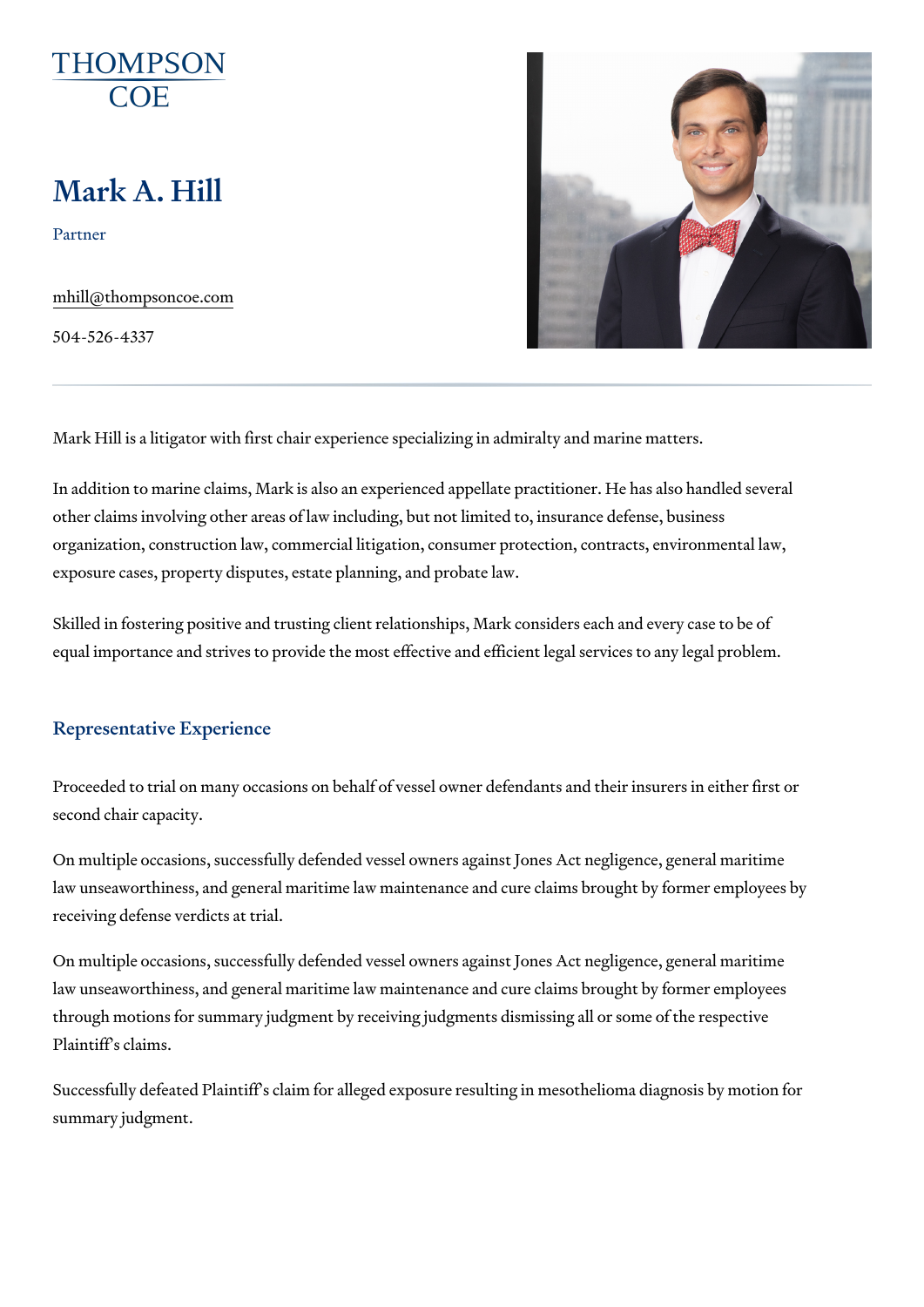THOMPSON
COE

# Mark A. Hill

Partner

mhill@thompsoncoe.com

504-526-4337

Mark Hill is a litigator with first chair experience specializing in admiralty and marine matters.

In addition to marine claims, Mark is also an experienced appellate practitioner. He has also handled several other claims involving other areas of law including, but not limited to, insurance defense, business organization, construction law, commercial litigation, consumer protection, contracts, environmental law, exposure cases, property disputes, estate planning, and probate law.

Skilled in fostering positive and trusting client relationships, Mark considers each and every case to be of equal importance and strives to provide the most effective and efficient legal services to any legal problem.

## Representative Experience

Proceeded to trial on many occasions on behalf of vessel owner defendants and their insurers in either first or second chair capacity.

On multiple occasions, successfully defended vessel owners against Jones Act negligence, general maritime law unseaworthiness, and general maritime law maintenance and cure claims brought by former employees by receiving defense verdicts at trial.

On multiple occasions, successfully defended vessel owners against Jones Act negligence, general maritime law unseaworthiness, and general maritime law maintenance and cure claims brought by former employees through motions for summary judgment by receiving judgments dismissing all or some of the respective Plaintiff's claims.

Successfully defeated Plaintiff's claim for alleged exposure resulting in mesothelioma diagnosis by motion for summary judgment.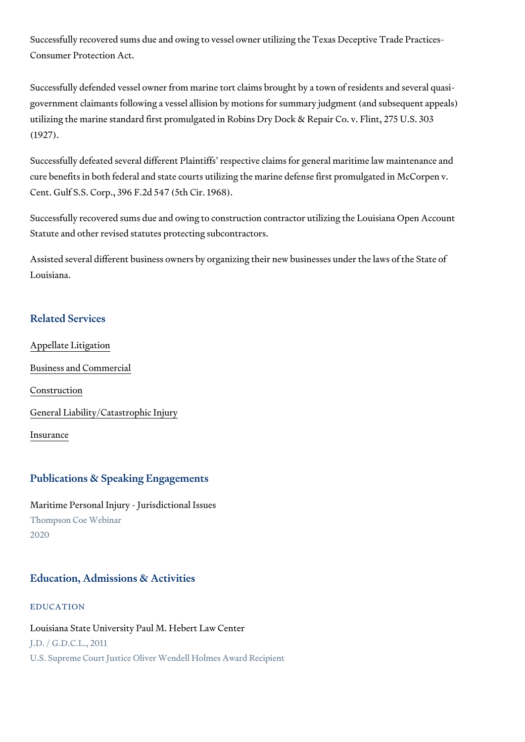Successfully recovered sums due and owing to vessel owner utilizing the Texas Deceptive Trade Practices-Consumer Protection Act.

Successfully defended vessel owner from marine tort claims brought by a town of residents and several quasi-government claimants following a vessel allision by motions for summary judgment (and subsequent appeals) utilizing the marine standard first promulgated in Robins Dry Dock & Repair Co. v. Flint, 275 U.S. 303 (1927).

Successfully defeated several different Plaintiffs' respective claims for general maritime law maintenance and cure benefits in both federal and state courts utilizing the marine defense first promulgated in McCorpen v. Cent. Gulf S.S. Corp., 396 F.2d 547 (5th Cir. 1968).

Successfully recovered sums due and owing to construction contractor utilizing the Louisiana Open Account Statute and other revised statutes protecting subcontractors.

Assisted several different business owners by organizing their new businesses under the laws of the State of Louisiana.

## Related Services

Appellate Litigation

Business and Commercial

Construction

General Liability/Catastrophic Injury

Insurance

## Publications & Speaking Engagements

Maritime Personal Injury - Jurisdictional Issues
Thompson Coe Webinar
2020

## Education, Admissions & Activities

### EDUCATION

Louisiana State University Paul M. Hebert Law Center
J.D. / G.D.C.L., 2011
U.S. Supreme Court Justice Oliver Wendell Holmes Award Recipient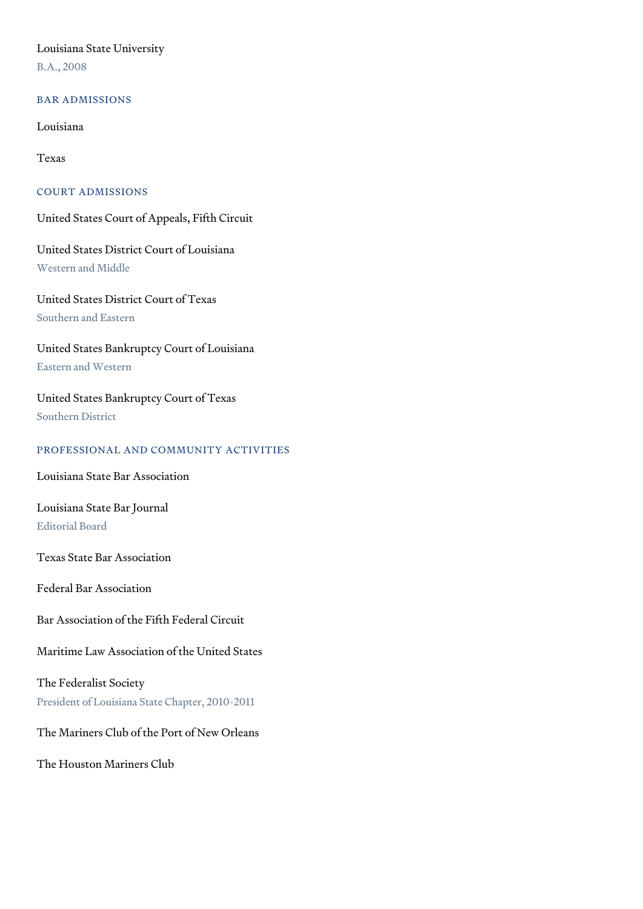Louisiana State University

B.A., 2008

## BAR ADMISSIONS

Louisiana

Texas

## COURT ADMISSIONS

United States Court of Appeals, Fifth Circuit

United States District Court of Louisiana

Western and Middle

United States District Court of Texas

Southern and Eastern

United States Bankruptcy Court of Louisiana

Eastern and Western

United States Bankruptcy Court of Texas

Southern District

## PROFESSIONAL AND COMMUNITY ACTIVITIES

Louisiana State Bar Association

Louisiana State Bar Journal

Editorial Board

Texas State Bar Association

Federal Bar Association

Bar Association of the Fifth Federal Circuit

Maritime Law Association of the United States

The Federalist Society

President of Louisiana State Chapter, 2010-2011

The Mariners Club of the Port of New Orleans

The Houston Mariners Club